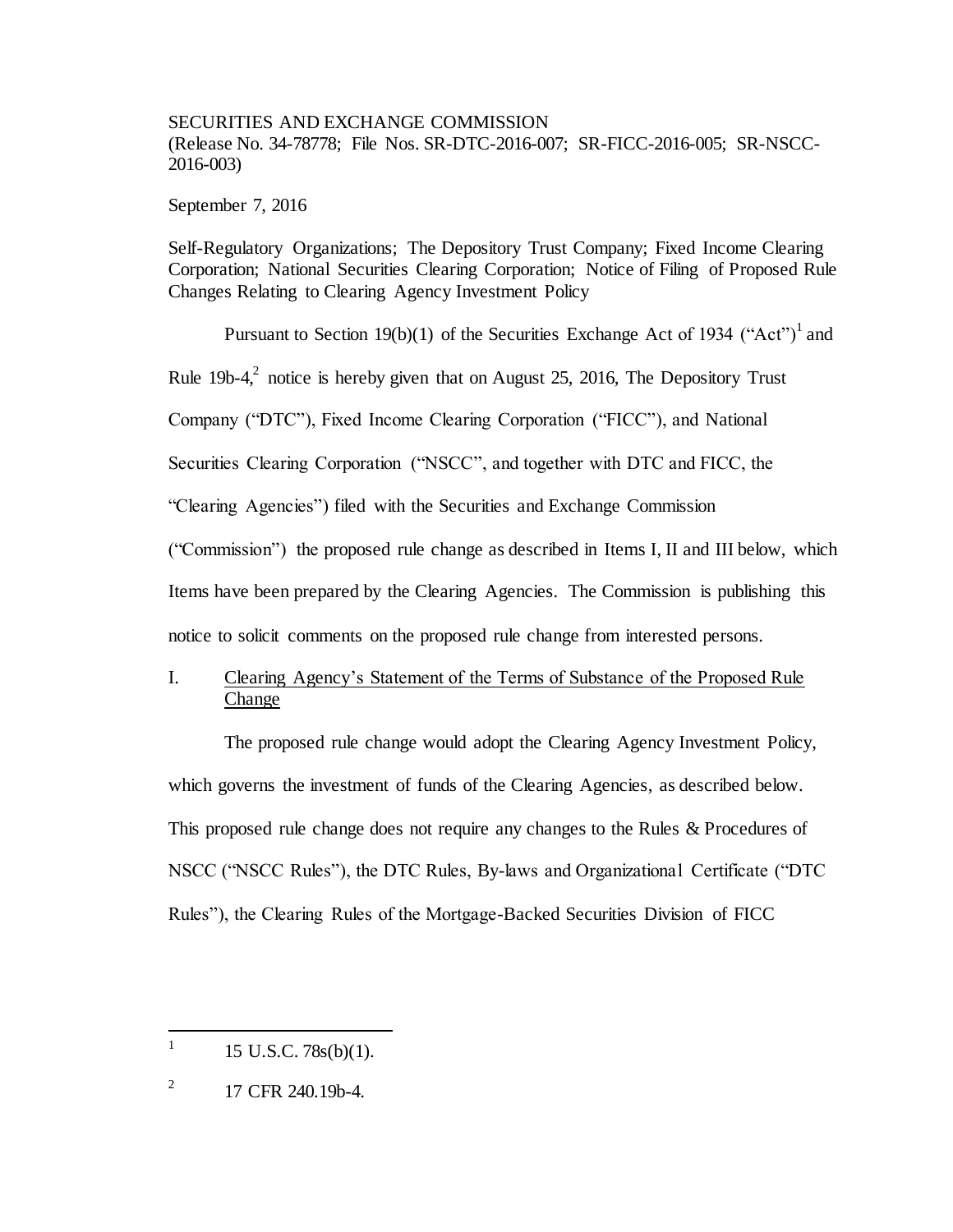SECURITIES AND EXCHANGE COMMISSION
(Release No. 34-78778; File Nos. SR-DTC-2016-007; SR-FICC-2016-005; SR-NSCC-2016-003)

September 7, 2016

Self-Regulatory Organizations; The Depository Trust Company; Fixed Income Clearing Corporation; National Securities Clearing Corporation; Notice of Filing of Proposed Rule Changes Relating to Clearing Agency Investment Policy

Pursuant to Section 19(b)(1) of the Securities Exchange Act of 1934 ("Act")[1] and Rule 19b-4,[2] notice is hereby given that on August 25, 2016, The Depository Trust Company ("DTC"), Fixed Income Clearing Corporation ("FICC"), and National Securities Clearing Corporation ("NSCC", and together with DTC and FICC, the "Clearing Agencies") filed with the Securities and Exchange Commission ("Commission") the proposed rule change as described in Items I, II and III below, which Items have been prepared by the Clearing Agencies. The Commission is publishing this notice to solicit comments on the proposed rule change from interested persons.

## I. Clearing Agency's Statement of the Terms of Substance of the Proposed Rule Change

The proposed rule change would adopt the Clearing Agency Investment Policy, which governs the investment of funds of the Clearing Agencies, as described below. This proposed rule change does not require any changes to the Rules & Procedures of NSCC ("NSCC Rules"), the DTC Rules, By-laws and Organizational Certificate ("DTC Rules"), the Clearing Rules of the Mortgage-Backed Securities Division of FICC

---

[1] 15 U.S.C. 78s(b)(1).

[2] 17 CFR 240.19b-4.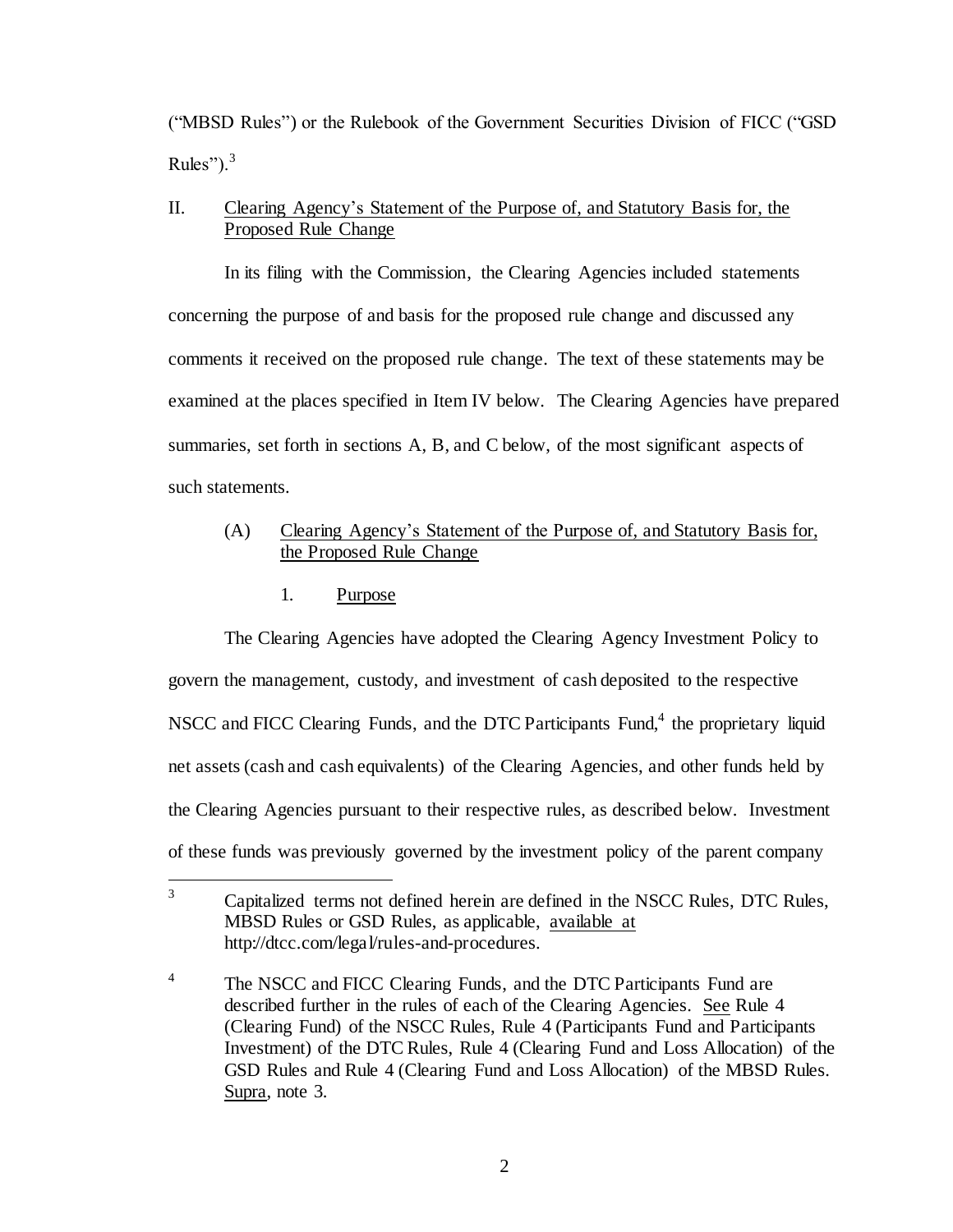("MBSD Rules") or the Rulebook of the Government Securities Division of FICC ("GSD Rules").[3]

## II. Clearing Agency's Statement of the Purpose of, and Statutory Basis for, the Proposed Rule Change

In its filing with the Commission, the Clearing Agencies included statements concerning the purpose of and basis for the proposed rule change and discussed any comments it received on the proposed rule change. The text of these statements may be examined at the places specified in Item IV below. The Clearing Agencies have prepared summaries, set forth in sections A, B, and C below, of the most significant aspects of such statements.

### (A) Clearing Agency's Statement of the Purpose of, and Statutory Basis for, the Proposed Rule Change

#### 1. Purpose

The Clearing Agencies have adopted the Clearing Agency Investment Policy to govern the management, custody, and investment of cash deposited to the respective NSCC and FICC Clearing Funds, and the DTC Participants Fund,[4] the proprietary liquid net assets (cash and cash equivalents) of the Clearing Agencies, and other funds held by the Clearing Agencies pursuant to their respective rules, as described below. Investment of these funds was previously governed by the investment policy of the parent company

---

[3] Capitalized terms not defined herein are defined in the NSCC Rules, DTC Rules, MBSD Rules or GSD Rules, as applicable, available at http://dtcc.com/legal/rules-and-procedures.

[4] The NSCC and FICC Clearing Funds, and the DTC Participants Fund are described further in the rules of each of the Clearing Agencies. See Rule 4 (Clearing Fund) of the NSCC Rules, Rule 4 (Participants Fund and Participants Investment) of the DTC Rules, Rule 4 (Clearing Fund and Loss Allocation) of the GSD Rules and Rule 4 (Clearing Fund and Loss Allocation) of the MBSD Rules. Supra, note 3.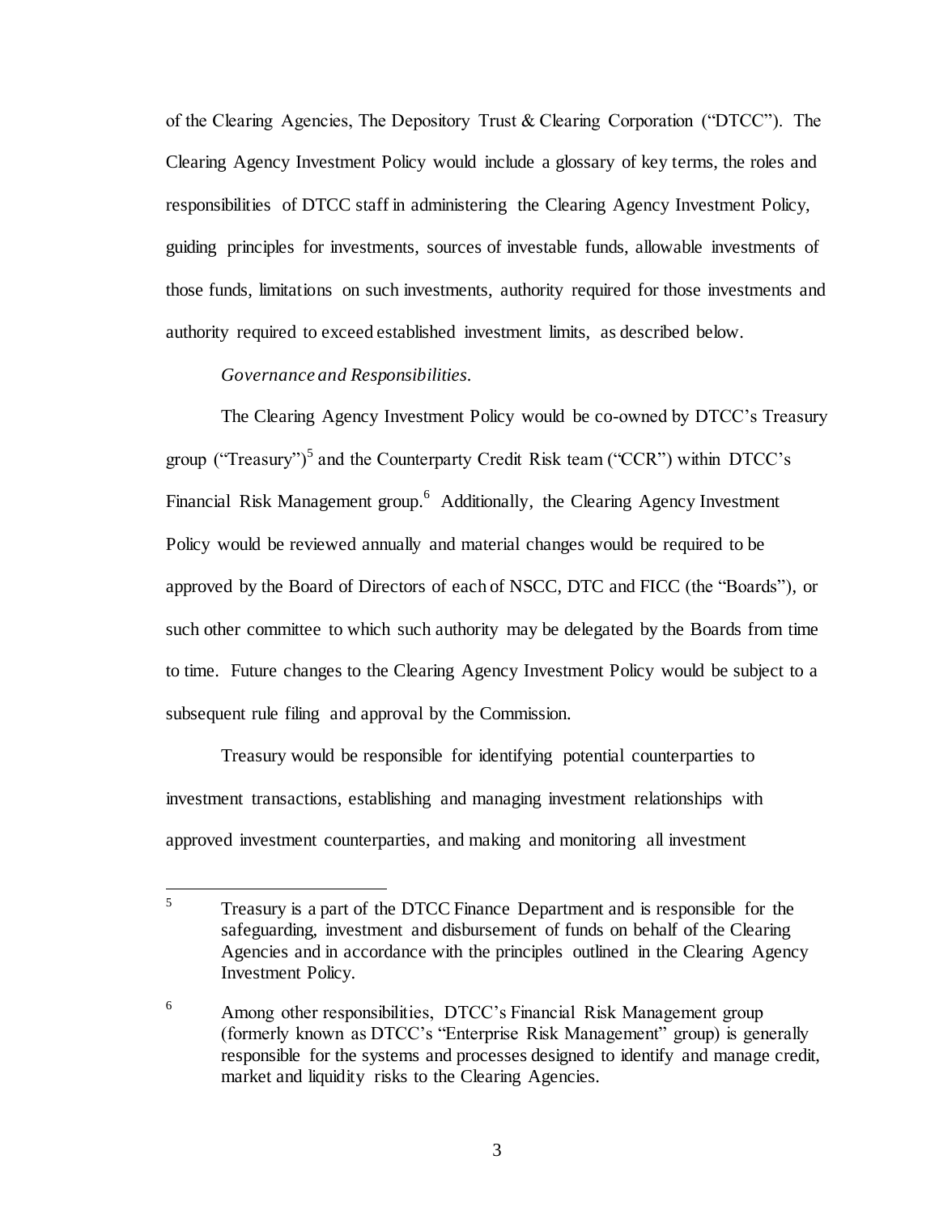of the Clearing Agencies, The Depository Trust & Clearing Corporation ("DTCC"). The Clearing Agency Investment Policy would include a glossary of key terms, the roles and responsibilities of DTCC staff in administering the Clearing Agency Investment Policy, guiding principles for investments, sources of investable funds, allowable investments of those funds, limitations on such investments, authority required for those investments and authority required to exceed established investment limits, as described below.

*Governance and Responsibilities.*

The Clearing Agency Investment Policy would be co-owned by DTCC's Treasury group ("Treasury")[5] and the Counterparty Credit Risk team ("CCR") within DTCC's Financial Risk Management group.[6] Additionally, the Clearing Agency Investment Policy would be reviewed annually and material changes would be required to be approved by the Board of Directors of each of NSCC, DTC and FICC (the "Boards"), or such other committee to which such authority may be delegated by the Boards from time to time. Future changes to the Clearing Agency Investment Policy would be subject to a subsequent rule filing and approval by the Commission.

Treasury would be responsible for identifying potential counterparties to investment transactions, establishing and managing investment relationships with approved investment counterparties, and making and monitoring all investment

---

[5] Treasury is a part of the DTCC Finance Department and is responsible for the safeguarding, investment and disbursement of funds on behalf of the Clearing Agencies and in accordance with the principles outlined in the Clearing Agency Investment Policy.

[6] Among other responsibilities, DTCC's Financial Risk Management group (formerly known as DTCC's "Enterprise Risk Management" group) is generally responsible for the systems and processes designed to identify and manage credit, market and liquidity risks to the Clearing Agencies.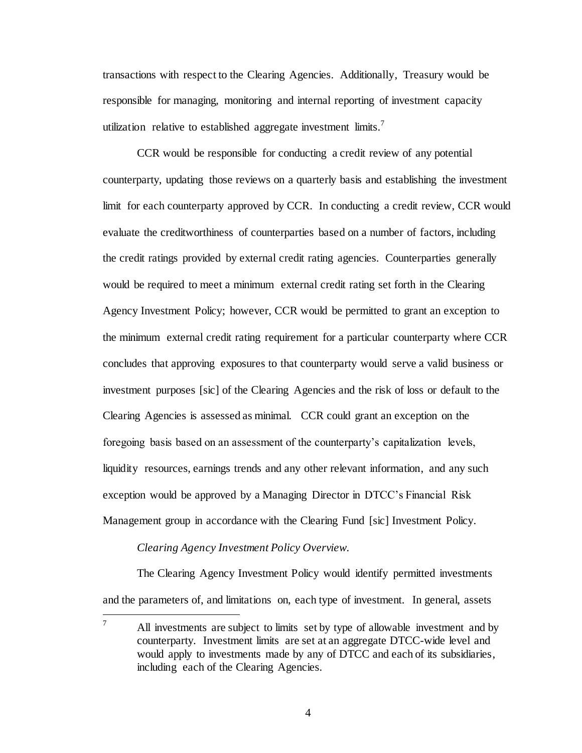transactions with respect to the Clearing Agencies. Additionally, Treasury would be responsible for managing, monitoring and internal reporting of investment capacity utilization relative to established aggregate investment limits.[7]

CCR would be responsible for conducting a credit review of any potential counterparty, updating those reviews on a quarterly basis and establishing the investment limit for each counterparty approved by CCR. In conducting a credit review, CCR would evaluate the creditworthiness of counterparties based on a number of factors, including the credit ratings provided by external credit rating agencies. Counterparties generally would be required to meet a minimum external credit rating set forth in the Clearing Agency Investment Policy; however, CCR would be permitted to grant an exception to the minimum external credit rating requirement for a particular counterparty where CCR concludes that approving exposures to that counterparty would serve a valid business or investment purposes [sic] of the Clearing Agencies and the risk of loss or default to the Clearing Agencies is assessed as minimal. CCR could grant an exception on the foregoing basis based on an assessment of the counterparty's capitalization levels, liquidity resources, earnings trends and any other relevant information, and any such exception would be approved by a Managing Director in DTCC's Financial Risk Management group in accordance with the Clearing Fund [sic] Investment Policy.

*Clearing Agency Investment Policy Overview.*

The Clearing Agency Investment Policy would identify permitted investments and the parameters of, and limitations on, each type of investment. In general, assets

---

[7] All investments are subject to limits set by type of allowable investment and by counterparty. Investment limits are set at an aggregate DTCC-wide level and would apply to investments made by any of DTCC and each of its subsidiaries, including each of the Clearing Agencies.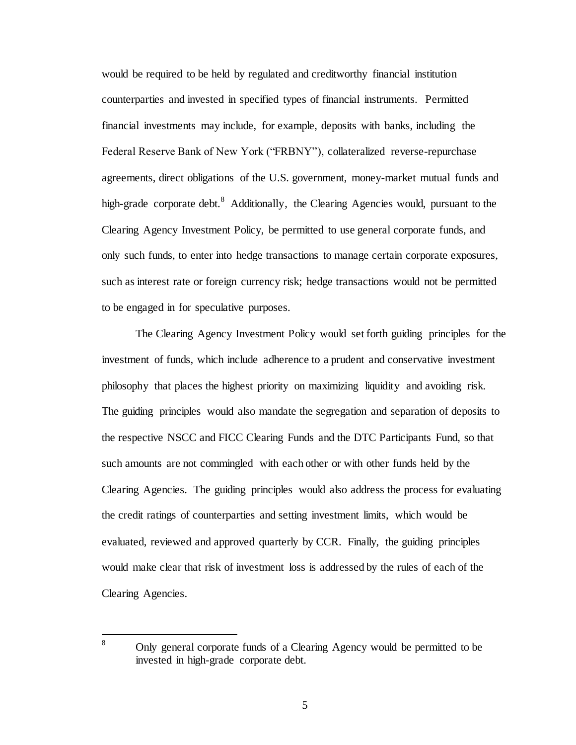would be required to be held by regulated and creditworthy financial institution counterparties and invested in specified types of financial instruments. Permitted financial investments may include, for example, deposits with banks, including the Federal Reserve Bank of New York ("FRBNY"), collateralized reverse-repurchase agreements, direct obligations of the U.S. government, money-market mutual funds and high-grade corporate debt.[8] Additionally, the Clearing Agencies would, pursuant to the Clearing Agency Investment Policy, be permitted to use general corporate funds, and only such funds, to enter into hedge transactions to manage certain corporate exposures, such as interest rate or foreign currency risk; hedge transactions would not be permitted to be engaged in for speculative purposes.

The Clearing Agency Investment Policy would set forth guiding principles for the investment of funds, which include adherence to a prudent and conservative investment philosophy that places the highest priority on maximizing liquidity and avoiding risk. The guiding principles would also mandate the segregation and separation of deposits to the respective NSCC and FICC Clearing Funds and the DTC Participants Fund, so that such amounts are not commingled with each other or with other funds held by the Clearing Agencies. The guiding principles would also address the process for evaluating the credit ratings of counterparties and setting investment limits, which would be evaluated, reviewed and approved quarterly by CCR. Finally, the guiding principles would make clear that risk of investment loss is addressed by the rules of each of the Clearing Agencies.

---

[8] Only general corporate funds of a Clearing Agency would be permitted to be invested in high-grade corporate debt.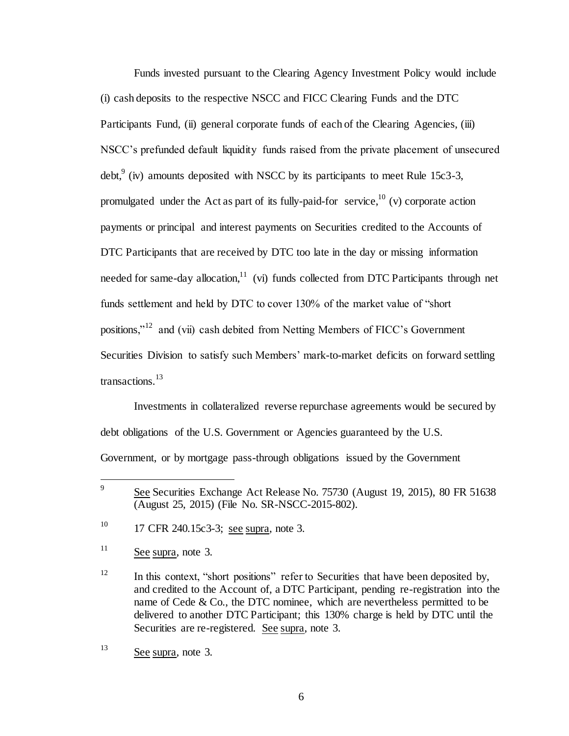Funds invested pursuant to the Clearing Agency Investment Policy would include (i) cash deposits to the respective NSCC and FICC Clearing Funds and the DTC Participants Fund, (ii) general corporate funds of each of the Clearing Agencies, (iii) NSCC's prefunded default liquidity funds raised from the private placement of unsecured debt,[9] (iv) amounts deposited with NSCC by its participants to meet Rule 15c3-3, promulgated under the Act as part of its fully-paid-for service,[10] (v) corporate action payments or principal and interest payments on Securities credited to the Accounts of DTC Participants that are received by DTC too late in the day or missing information needed for same-day allocation,[11] (vi) funds collected from DTC Participants through net funds settlement and held by DTC to cover 130% of the market value of "short positions,"[12] and (vii) cash debited from Netting Members of FICC's Government Securities Division to satisfy such Members' mark-to-market deficits on forward settling transactions.[13]

Investments in collateralized reverse repurchase agreements would be secured by debt obligations of the U.S. Government or Agencies guaranteed by the U.S. Government, or by mortgage pass-through obligations issued by the Government

---

[9] See Securities Exchange Act Release No. 75730 (August 19, 2015), 80 FR 51638 (August 25, 2015) (File No. SR-NSCC-2015-802).

[10] 17 CFR 240.15c3-3; see supra, note 3.

[11] See supra, note 3.

[12] In this context, "short positions" refer to Securities that have been deposited by, and credited to the Account of, a DTC Participant, pending re-registration into the name of Cede & Co., the DTC nominee, which are nevertheless permitted to be delivered to another DTC Participant; this 130% charge is held by DTC until the Securities are re-registered. See supra, note 3.

[13] See supra, note 3.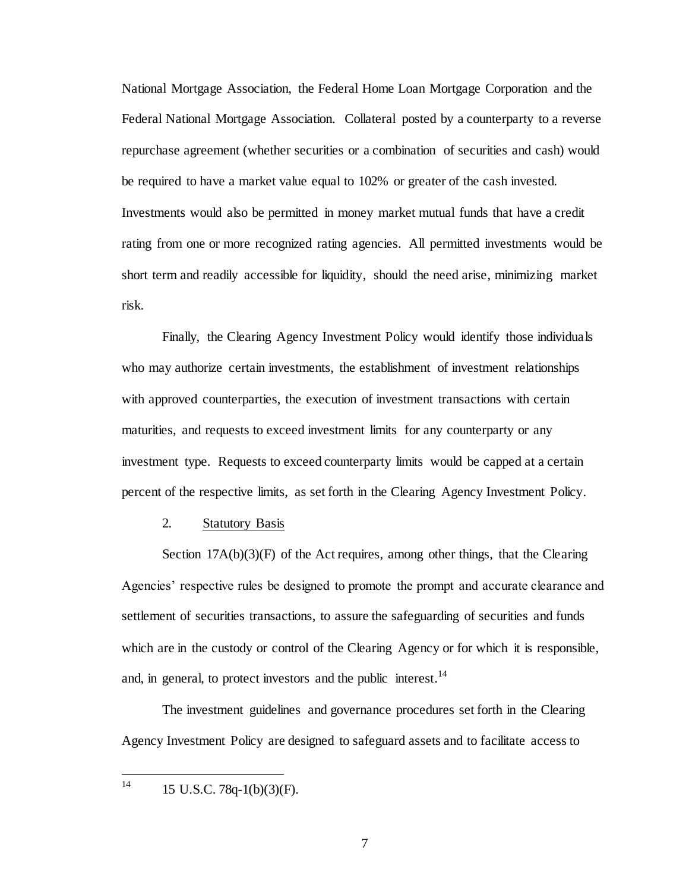National Mortgage Association, the Federal Home Loan Mortgage Corporation and the Federal National Mortgage Association. Collateral posted by a counterparty to a reverse repurchase agreement (whether securities or a combination of securities and cash) would be required to have a market value equal to 102% or greater of the cash invested. Investments would also be permitted in money market mutual funds that have a credit rating from one or more recognized rating agencies. All permitted investments would be short term and readily accessible for liquidity, should the need arise, minimizing market risk.

Finally, the Clearing Agency Investment Policy would identify those individuals who may authorize certain investments, the establishment of investment relationships with approved counterparties, the execution of investment transactions with certain maturities, and requests to exceed investment limits for any counterparty or any investment type. Requests to exceed counterparty limits would be capped at a certain percent of the respective limits, as set forth in the Clearing Agency Investment Policy.

2. Statutory Basis

Section 17A(b)(3)(F) of the Act requires, among other things, that the Clearing Agencies' respective rules be designed to promote the prompt and accurate clearance and settlement of securities transactions, to assure the safeguarding of securities and funds which are in the custody or control of the Clearing Agency or for which it is responsible, and, in general, to protect investors and the public interest.[14]

The investment guidelines and governance procedures set forth in the Clearing Agency Investment Policy are designed to safeguard assets and to facilitate access to

---

[14] 15 U.S.C. 78q-1(b)(3)(F).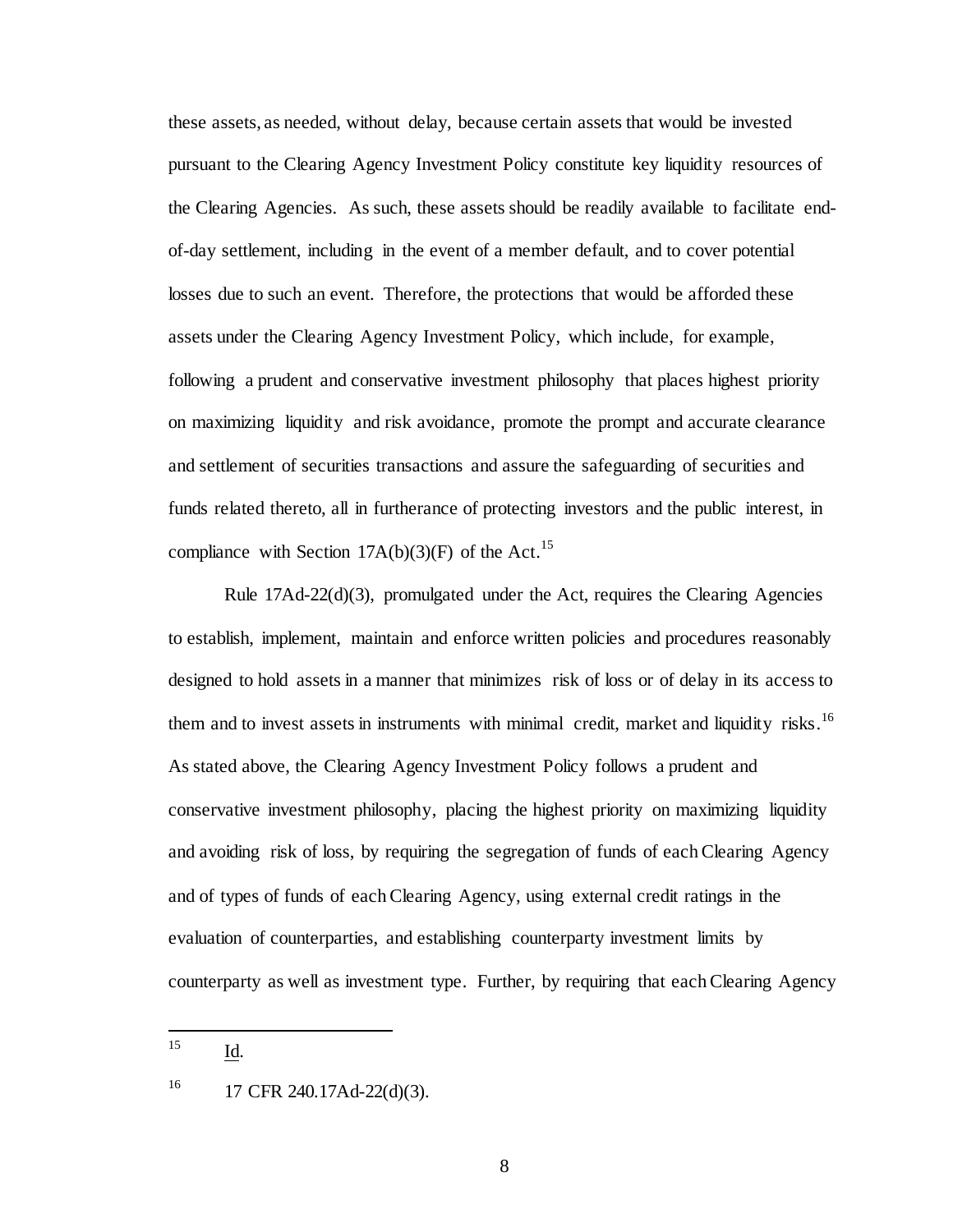these assets, as needed, without delay, because certain assets that would be invested pursuant to the Clearing Agency Investment Policy constitute key liquidity resources of the Clearing Agencies. As such, these assets should be readily available to facilitate end-of-day settlement, including in the event of a member default, and to cover potential losses due to such an event. Therefore, the protections that would be afforded these assets under the Clearing Agency Investment Policy, which include, for example, following a prudent and conservative investment philosophy that places highest priority on maximizing liquidity and risk avoidance, promote the prompt and accurate clearance and settlement of securities transactions and assure the safeguarding of securities and funds related thereto, all in furtherance of protecting investors and the public interest, in compliance with Section 17A(b)(3)(F) of the Act.[15]

Rule 17Ad-22(d)(3), promulgated under the Act, requires the Clearing Agencies to establish, implement, maintain and enforce written policies and procedures reasonably designed to hold assets in a manner that minimizes risk of loss or of delay in its access to them and to invest assets in instruments with minimal credit, market and liquidity risks.[16] As stated above, the Clearing Agency Investment Policy follows a prudent and conservative investment philosophy, placing the highest priority on maximizing liquidity and avoiding risk of loss, by requiring the segregation of funds of each Clearing Agency and of types of funds of each Clearing Agency, using external credit ratings in the evaluation of counterparties, and establishing counterparty investment limits by counterparty as well as investment type. Further, by requiring that each Clearing Agency

---

[15] Id.

[16] 17 CFR 240.17Ad-22(d)(3).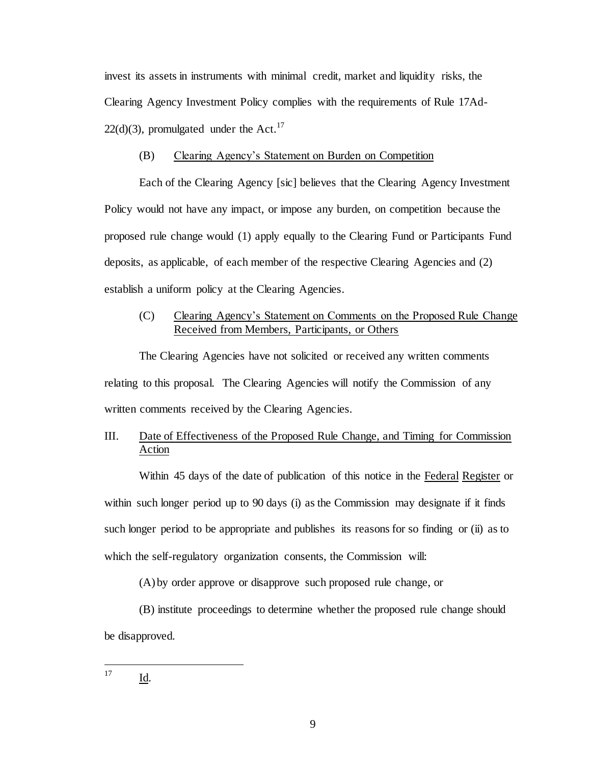invest its assets in instruments with minimal credit, market and liquidity risks, the Clearing Agency Investment Policy complies with the requirements of Rule 17Ad-22(d)(3), promulgated under the Act.[17]

(B) Clearing Agency's Statement on Burden on Competition

Each of the Clearing Agency [sic] believes that the Clearing Agency Investment Policy would not have any impact, or impose any burden, on competition because the proposed rule change would (1) apply equally to the Clearing Fund or Participants Fund deposits, as applicable, of each member of the respective Clearing Agencies and (2) establish a uniform policy at the Clearing Agencies.

(C) Clearing Agency's Statement on Comments on the Proposed Rule Change Received from Members, Participants, or Others

The Clearing Agencies have not solicited or received any written comments relating to this proposal. The Clearing Agencies will notify the Commission of any written comments received by the Clearing Agencies.

III. Date of Effectiveness of the Proposed Rule Change, and Timing for Commission Action

Within 45 days of the date of publication of this notice in the Federal Register or within such longer period up to 90 days (i) as the Commission may designate if it finds such longer period to be appropriate and publishes its reasons for so finding or (ii) as to which the self-regulatory organization consents, the Commission will:

(A) by order approve or disapprove such proposed rule change, or

(B) institute proceedings to determine whether the proposed rule change should be disapproved.

---

[17] Id.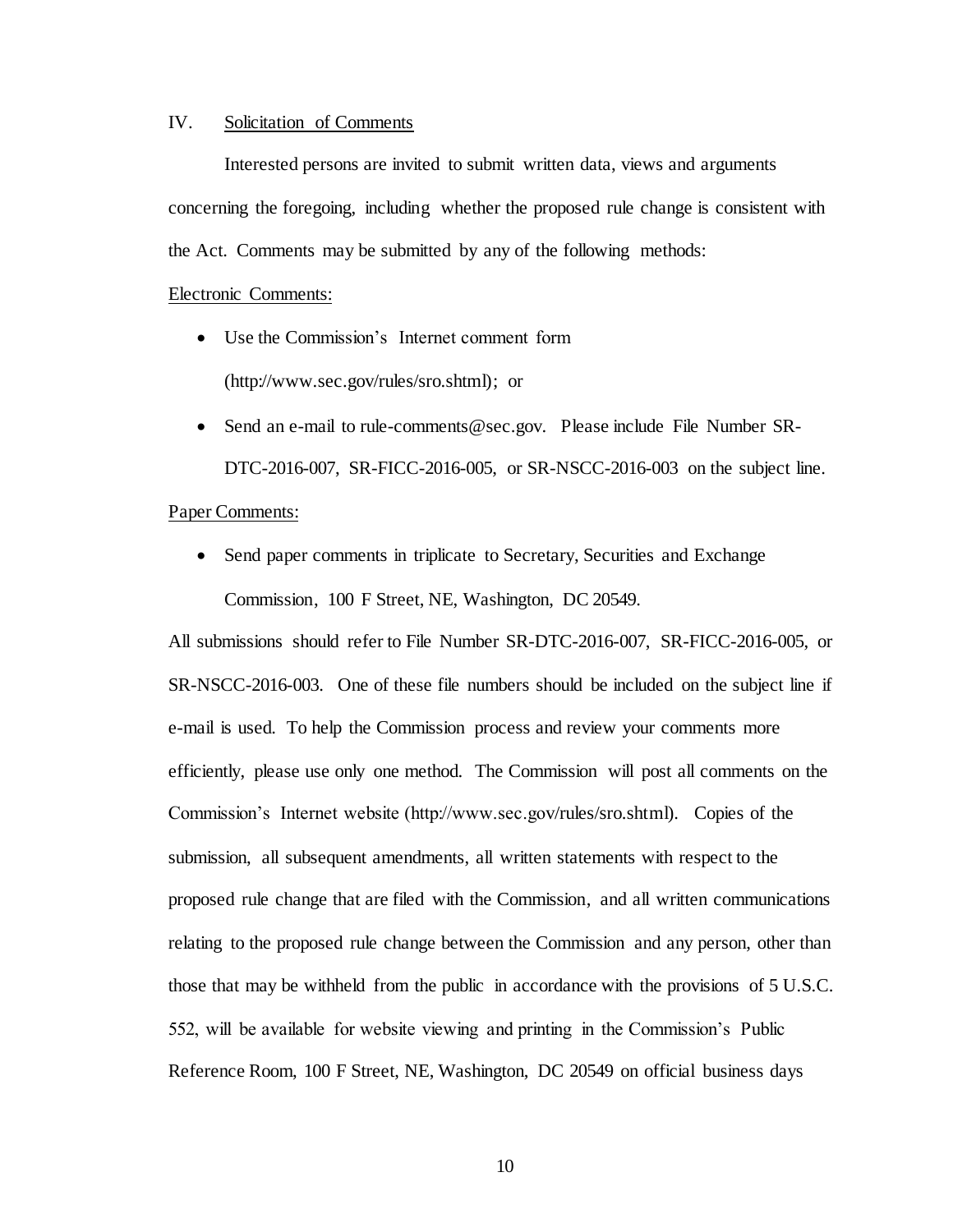## IV. Solicitation of Comments

Interested persons are invited to submit written data, views and arguments concerning the foregoing, including whether the proposed rule change is consistent with the Act. Comments may be submitted by any of the following methods:

Electronic Comments:

- Use the Commission's Internet comment form (http://www.sec.gov/rules/sro.shtml); or
- Send an e-mail to rule-comments@sec.gov. Please include File Number SR-DTC-2016-007, SR-FICC-2016-005, or SR-NSCC-2016-003 on the subject line.

Paper Comments:

- Send paper comments in triplicate to Secretary, Securities and Exchange Commission, 100 F Street, NE, Washington, DC 20549.

All submissions should refer to File Number SR-DTC-2016-007, SR-FICC-2016-005, or SR-NSCC-2016-003. One of these file numbers should be included on the subject line if e-mail is used. To help the Commission process and review your comments more efficiently, please use only one method. The Commission will post all comments on the Commission's Internet website (http://www.sec.gov/rules/sro.shtml). Copies of the submission, all subsequent amendments, all written statements with respect to the proposed rule change that are filed with the Commission, and all written communications relating to the proposed rule change between the Commission and any person, other than those that may be withheld from the public in accordance with the provisions of 5 U.S.C. 552, will be available for website viewing and printing in the Commission's Public Reference Room, 100 F Street, NE, Washington, DC 20549 on official business days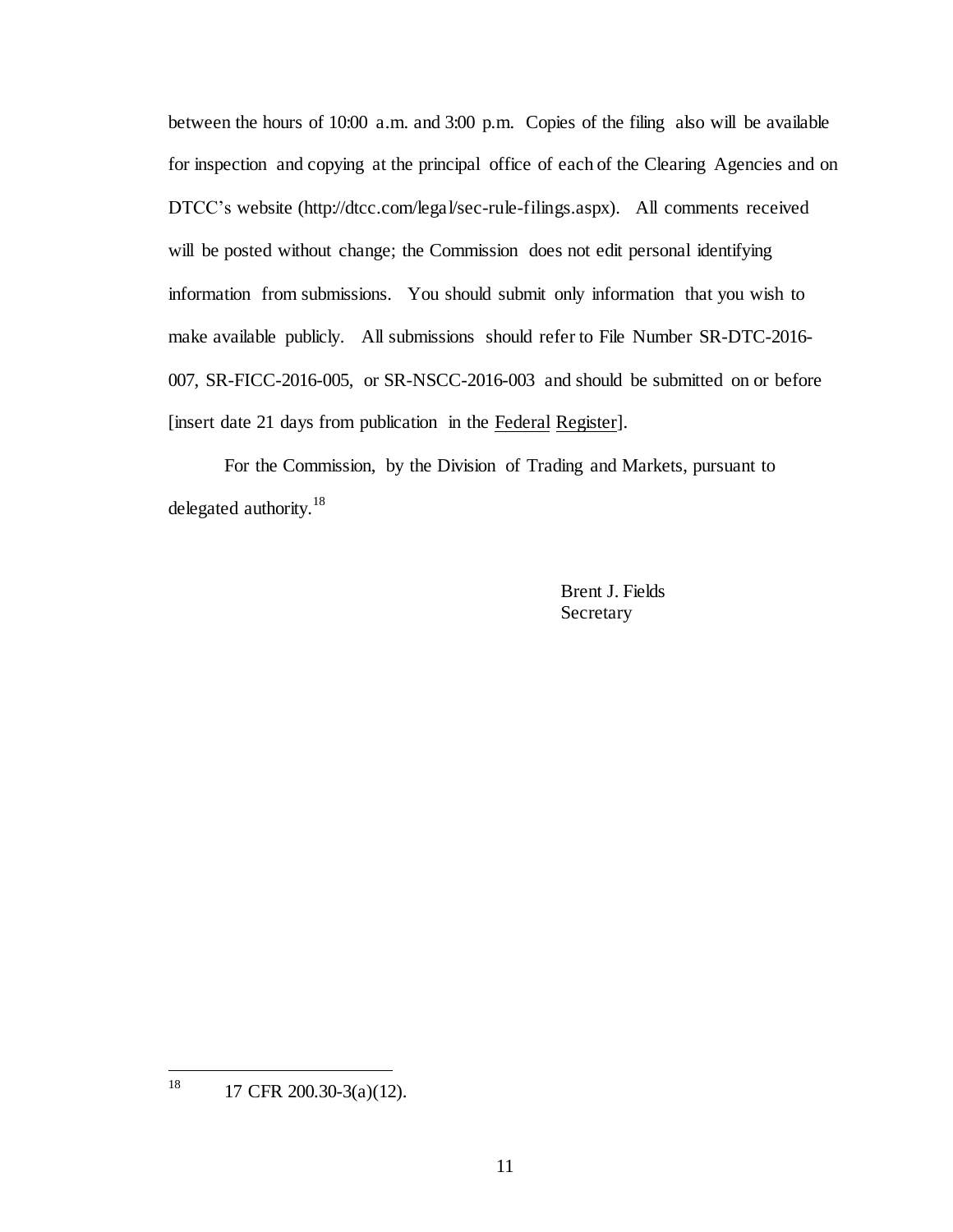between the hours of 10:00 a.m. and 3:00 p.m. Copies of the filing also will be available for inspection and copying at the principal office of each of the Clearing Agencies and on DTCC's website (http://dtcc.com/legal/sec-rule-filings.aspx). All comments received will be posted without change; the Commission does not edit personal identifying information from submissions. You should submit only information that you wish to make available publicly. All submissions should refer to File Number SR-DTC-2016-007, SR-FICC-2016-005, or SR-NSCC-2016-003 and should be submitted on or before [insert date 21 days from publication in the Federal Register].

For the Commission, by the Division of Trading and Markets, pursuant to delegated authority.[18]

Brent J. Fields
Secretary

---

[18] 17 CFR 200.30-3(a)(12).